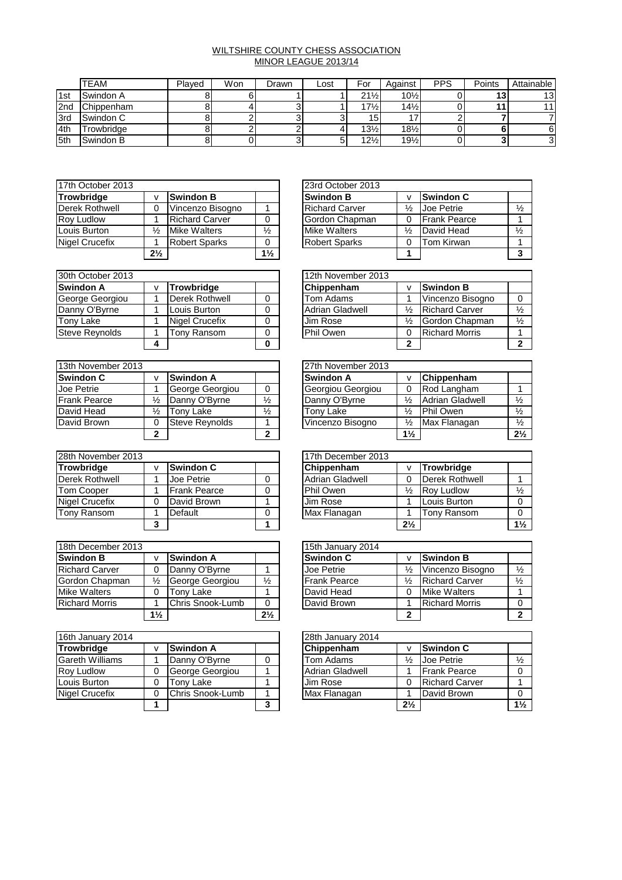# WILTSHIRE COUNTY CHESS ASSOCIATION
## MINOR LEAGUE 2013/14

| | TEAM | Played | Won | Drawn | Lost | For | Against | PPS | Points | Attainable |
|---|---|---|---|---|---|---|---|---|---|---|
| 1st | Swindon A | 8 | 6 | 1 | 1 | 21½ | 10½ | 0 | **13** | 13 |
| 2nd | Chippenham | 8 | 4 | 3 | 1 | 17½ | 14½ | 0 | **11** | 11 |
| 3rd | Swindon C | 8 | 2 | 3 | 3 | 15 | 17 | 2 | **7** | 7 |
| 4th | Trowbridge | 8 | 2 | 2 | 4 | 13½ | 18½ | 0 | **6** | 6 |
| 5th | Swindon B | 8 | 0 | 3 | 5 | 12½ | 19½ | 0 | **3** | 3 |

| 17th October 2013 | | | |
|---|---|---|---|
| **Trowbridge** | v | **Swindon B** | |
| Derek Rothwell | 0 | Vincenzo Bisogno | 1 |
| Roy Ludlow | 1 | Richard Carver | 0 |
| Louis Burton | ½ | Mike Walters | ½ |
| Nigel Crucefix | 1 | Robert Sparks | 0 |
| | **2½** | | **1½** |

| 23rd October 2013 | | | |
|---|---|---|---|
| **Swindon B** | v | **Swindon C** | |
| Richard Carver | ½ | Joe Petrie | ½ |
| Gordon Chapman | 0 | Frank Pearce | 1 |
| Mike Walters | ½ | David Head | ½ |
| Robert Sparks | 0 | Tom Kirwan | 1 |
| | **1** | | **3** |

| 30th October 2013 | | | |
|---|---|---|---|
| **Swindon A** | v | **Trowbridge** | |
| George Georgiou | 1 | Derek Rothwell | 0 |
| Danny O'Byrne | 1 | Louis Burton | 0 |
| Tony Lake | 1 | Nigel Crucefix | 0 |
| Steve Reynolds | 1 | Tony Ransom | 0 |
| | **4** | | **0** |

| 12th November 2013 | | | |
|---|---|---|---|
| **Chippenham** | v | **Swindon B** | |
| Tom Adams | 1 | Vincenzo Bisogno | 0 |
| Adrian Gladwell | ½ | Richard Carver | ½ |
| Jim Rose | ½ | Gordon Chapman | ½ |
| Phil Owen | 0 | Richard Morris | 1 |
| | **2** | | **2** |

| 13th November 2013 | | | |
|---|---|---|---|
| **Swindon C** | v | **Swindon A** | |
| Joe Petrie | 1 | George Georgiou | 0 |
| Frank Pearce | ½ | Danny O'Byrne | ½ |
| David Head | ½ | Tony Lake | ½ |
| David Brown | 0 | Steve Reynolds | 1 |
| | **2** | | **2** |

| 27th November 2013 | | | |
|---|---|---|---|
| **Swindon A** | v | **Chippenham** | |
| Georgiou Georgiou | 0 | Rod Langham | 1 |
| Danny O'Byrne | ½ | Adrian Gladwell | ½ |
| Tony Lake | ½ | Phil Owen | ½ |
| Vincenzo Bisogno | ½ | Max Flanagan | ½ |
| | **1½** | | **2½** |

| 28th November 2013 | | | |
|---|---|---|---|
| **Trowbridge** | v | **Swindon C** | |
| Derek Rothwell | 1 | Joe Petrie | 0 |
| Tom Cooper | 1 | Frank Pearce | 0 |
| Nigel Crucefix | 0 | David Brown | 1 |
| Tony Ransom | 1 | Default | 0 |
| | **3** | | **1** |

| 17th December 2013 | | | |
|---|---|---|---|
| **Chippenham** | v | **Trowbridge** | |
| Adrian Gladwell | 0 | Derek Rothwell | 1 |
| Phil Owen | ½ | Roy Ludlow | ½ |
| Jim Rose | 1 | Louis Burton | 0 |
| Max Flanagan | 1 | Tony Ransom | 0 |
| | **2½** | | **1½** |

| 18th December 2013 | | | |
|---|---|---|---|
| **Swindon B** | v | **Swindon A** | |
| Richard Carver | 0 | Danny O'Byrne | 1 |
| Gordon Chapman | ½ | George Georgiou | ½ |
| Mike Walters | 0 | Tony Lake | 1 |
| Richard Morris | 1 | Chris Snook-Lumb | 0 |
| | **1½** | | **2½** |

| 15th January 2014 | | | |
|---|---|---|---|
| **Swindon C** | v | **Swindon B** | |
| Joe Petrie | ½ | Vincenzo Bisogno | ½ |
| Frank Pearce | ½ | Richard Carver | ½ |
| David Head | 0 | Mike Walters | 1 |
| David Brown | 1 | Richard Morris | 0 |
| | **2** | | **2** |

| 16th January 2014 | | | |
|---|---|---|---|
| **Trowbridge** | v | **Swindon A** | |
| Gareth Williams | 1 | Danny O'Byrne | 0 |
| Roy Ludlow | 0 | George Georgiou | 1 |
| Louis Burton | 0 | Tony Lake | 1 |
| Nigel Crucefix | 0 | Chris Snook-Lumb | 1 |
| | **1** | | **3** |

| 28th January 2014 | | | |
|---|---|---|---|
| **Chippenham** | v | **Swindon C** | |
| Tom Adams | ½ | Joe Petrie | ½ |
| Adrian Gladwell | 1 | Frank Pearce | 0 |
| Jim Rose | 0 | Richard Carver | 1 |
| Max Flanagan | 1 | David Brown | 0 |
| | **2½** | | **1½** |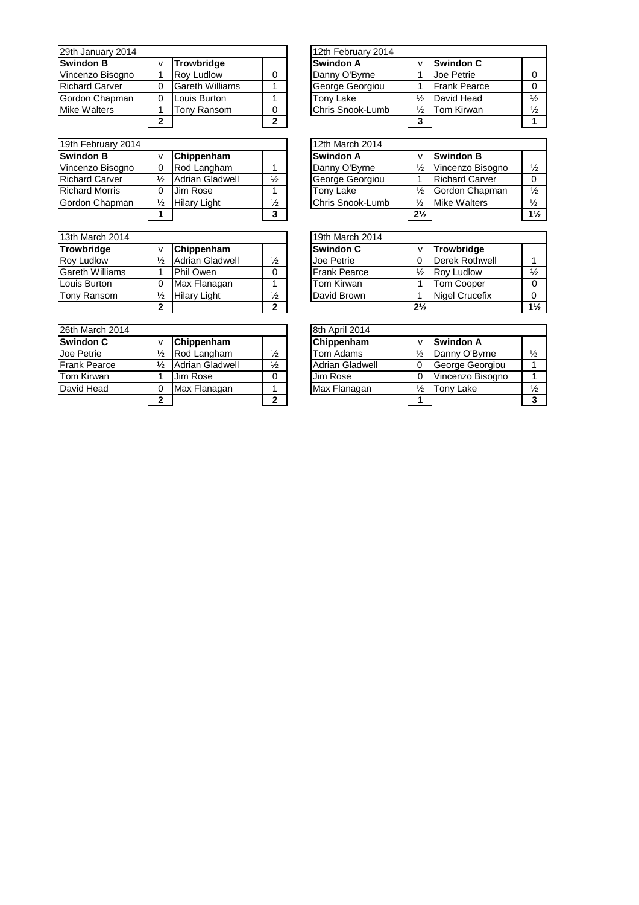| 29th January 2014 | | | |
|---|---|---|---|
| **Swindon B** | v | **Trowbridge** | |
| Vincenzo Bisogno | 1 | Roy Ludlow | 0 |
| Richard Carver | 0 | Gareth Williams | 1 |
| Gordon Chapman | 0 | Louis Burton | 1 |
| Mike Walters | 1 | Tony Ransom | 0 |
| | **2** | | **2** |

| 12th February 2014 | | | |
|---|---|---|---|
| **Swindon A** | v | **Swindon C** | |
| Danny O'Byrne | 1 | Joe Petrie | 0 |
| George Georgiou | 1 | Frank Pearce | 0 |
| Tony Lake | ½ | David Head | ½ |
| Chris Snook-Lumb | ½ | Tom Kirwan | ½ |
| | **3** | | **1** |

| 19th February 2014 | | | |
|---|---|---|---|
| **Swindon B** | v | **Chippenham** | |
| Vincenzo Bisogno | 0 | Rod Langham | 1 |
| Richard Carver | ½ | Adrian Gladwell | ½ |
| Richard Morris | 0 | Jim Rose | 1 |
| Gordon Chapman | ½ | Hilary Light | ½ |
| | **1** | | **3** |

| 12th March 2014 | | | |
|---|---|---|---|
| **Swindon A** | v | **Swindon B** | |
| Danny O'Byrne | ½ | Vincenzo Bisogno | ½ |
| George Georgiou | 1 | Richard Carver | 0 |
| Tony Lake | ½ | Gordon Chapman | ½ |
| Chris Snook-Lumb | ½ | Mike Walters | ½ |
| | **2½** | | **1½** |

| 13th March 2014 | | | |
|---|---|---|---|
| **Trowbridge** | v | **Chippenham** | |
| Roy Ludlow | ½ | Adrian Gladwell | ½ |
| Gareth Williams | 1 | Phil Owen | 0 |
| Louis Burton | 0 | Max Flanagan | 1 |
| Tony Ransom | ½ | Hilary Light | ½ |
| | **2** | | **2** |

| 19th March 2014 | | | |
|---|---|---|---|
| **Swindon C** | v | **Trowbridge** | |
| Joe Petrie | 0 | Derek Rothwell | 1 |
| Frank Pearce | ½ | Roy Ludlow | ½ |
| Tom Kirwan | 1 | Tom Cooper | 0 |
| David Brown | 1 | Nigel Crucefix | 0 |
| | **2½** | | **1½** |

| 26th March 2014 | | | |
|---|---|---|---|
| **Swindon C** | v | **Chippenham** | |
| Joe Petrie | ½ | Rod Langham | ½ |
| Frank Pearce | ½ | Adrian Gladwell | ½ |
| Tom Kirwan | 1 | Jim Rose | 0 |
| David Head | 0 | Max Flanagan | 1 |
| | **2** | | **2** |

| 8th April 2014 | | | |
|---|---|---|---|
| **Chippenham** | v | **Swindon A** | |
| Tom Adams | ½ | Danny O'Byrne | ½ |
| Adrian Gladwell | 0 | George Georgiou | 1 |
| Jim Rose | 0 | Vincenzo Bisogno | 1 |
| Max Flanagan | ½ | Tony Lake | ½ |
| | **1** | | **3** |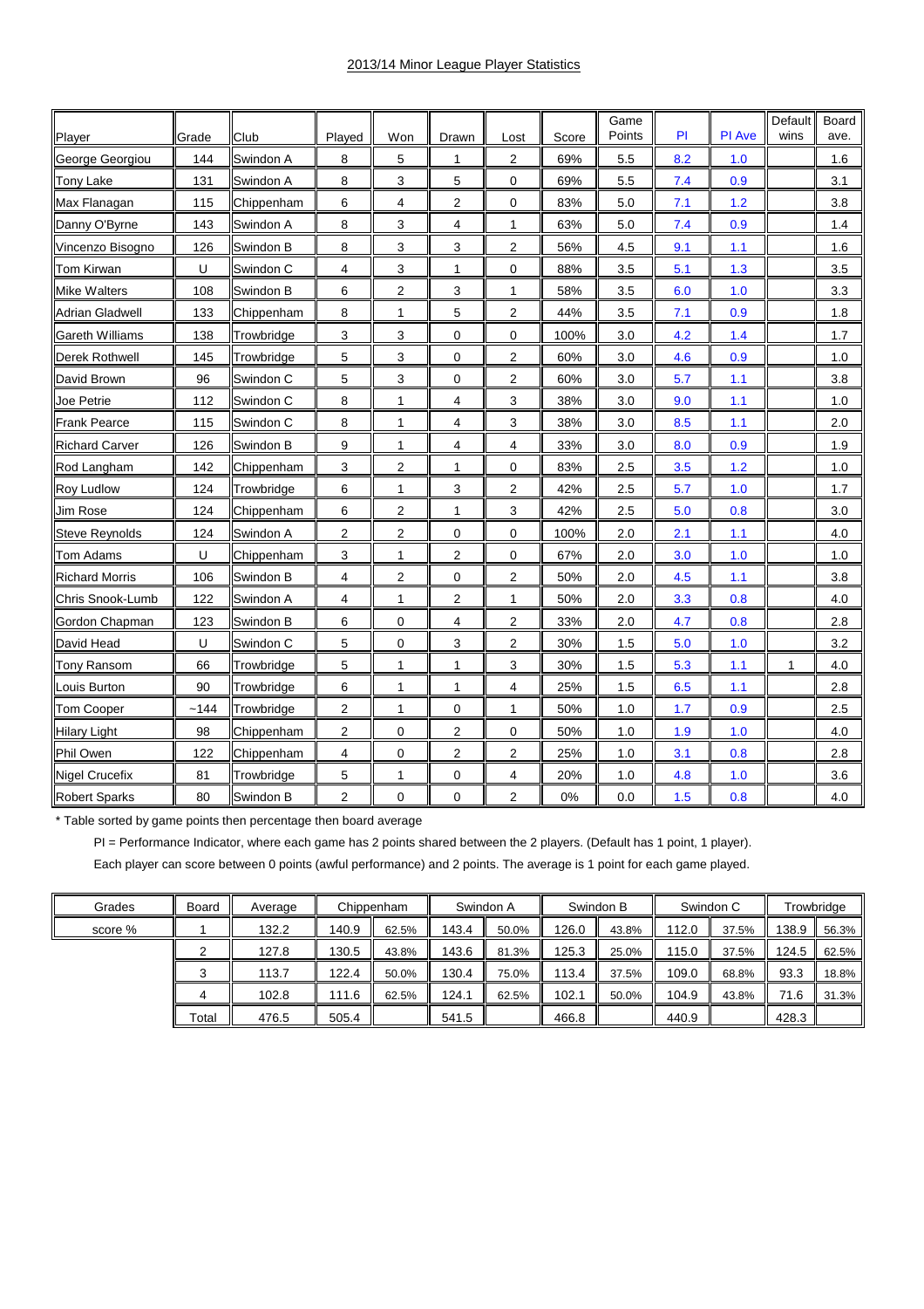## 2013/14 Minor League Player Statistics

| Player | Grade | Club | Played | Won | Drawn | Lost | Score | Game Points | PI | PI Ave | Default wins | Board ave. |
|---|---|---|---|---|---|---|---|---|---|---|---|---|
| George Georgiou | 144 | Swindon A | 8 | 5 | 1 | 2 | 69% | 5.5 | 8.2 | 1.0 | | 1.6 |
| Tony Lake | 131 | Swindon A | 8 | 3 | 5 | 0 | 69% | 5.5 | 7.4 | 0.9 | | 3.1 |
| Max Flanagan | 115 | Chippenham | 6 | 4 | 2 | 0 | 83% | 5.0 | 7.1 | 1.2 | | 3.8 |
| Danny O'Byrne | 143 | Swindon A | 8 | 3 | 4 | 1 | 63% | 5.0 | 7.4 | 0.9 | | 1.4 |
| Vincenzo Bisogno | 126 | Swindon B | 8 | 3 | 3 | 2 | 56% | 4.5 | 9.1 | 1.1 | | 1.6 |
| Tom Kirwan | U | Swindon C | 4 | 3 | 1 | 0 | 88% | 3.5 | 5.1 | 1.3 | | 3.5 |
| Mike Walters | 108 | Swindon B | 6 | 2 | 3 | 1 | 58% | 3.5 | 6.0 | 1.0 | | 3.3 |
| Adrian Gladwell | 133 | Chippenham | 8 | 1 | 5 | 2 | 44% | 3.5 | 7.1 | 0.9 | | 1.8 |
| Gareth Williams | 138 | Trowbridge | 3 | 3 | 0 | 0 | 100% | 3.0 | 4.2 | 1.4 | | 1.7 |
| Derek Rothwell | 145 | Trowbridge | 5 | 3 | 0 | 2 | 60% | 3.0 | 4.6 | 0.9 | | 1.0 |
| David Brown | 96 | Swindon C | 5 | 3 | 0 | 2 | 60% | 3.0 | 5.7 | 1.1 | | 3.8 |
| Joe Petrie | 112 | Swindon C | 8 | 1 | 4 | 3 | 38% | 3.0 | 9.0 | 1.1 | | 1.0 |
| Frank Pearce | 115 | Swindon C | 8 | 1 | 4 | 3 | 38% | 3.0 | 8.5 | 1.1 | | 2.0 |
| Richard Carver | 126 | Swindon B | 9 | 1 | 4 | 4 | 33% | 3.0 | 8.0 | 0.9 | | 1.9 |
| Rod Langham | 142 | Chippenham | 3 | 2 | 1 | 0 | 83% | 2.5 | 3.5 | 1.2 | | 1.0 |
| Roy Ludlow | 124 | Trowbridge | 6 | 1 | 3 | 2 | 42% | 2.5 | 5.7 | 1.0 | | 1.7 |
| Jim Rose | 124 | Chippenham | 6 | 2 | 1 | 3 | 42% | 2.5 | 5.0 | 0.8 | | 3.0 |
| Steve Reynolds | 124 | Swindon A | 2 | 2 | 0 | 0 | 100% | 2.0 | 2.1 | 1.1 | | 4.0 |
| Tom Adams | U | Chippenham | 3 | 1 | 2 | 0 | 67% | 2.0 | 3.0 | 1.0 | | 1.0 |
| Richard Morris | 106 | Swindon B | 4 | 2 | 0 | 2 | 50% | 2.0 | 4.5 | 1.1 | | 3.8 |
| Chris Snook-Lumb | 122 | Swindon A | 4 | 1 | 2 | 1 | 50% | 2.0 | 3.3 | 0.8 | | 4.0 |
| Gordon Chapman | 123 | Swindon B | 6 | 0 | 4 | 2 | 33% | 2.0 | 4.7 | 0.8 | | 2.8 |
| David Head | U | Swindon C | 5 | 0 | 3 | 2 | 30% | 1.5 | 5.0 | 1.0 | | 3.2 |
| Tony Ransom | 66 | Trowbridge | 5 | 1 | 1 | 3 | 30% | 1.5 | 5.3 | 1.1 | 1 | 4.0 |
| Louis Burton | 90 | Trowbridge | 6 | 1 | 1 | 4 | 25% | 1.5 | 6.5 | 1.1 | | 2.8 |
| Tom Cooper | ~144 | Trowbridge | 2 | 1 | 0 | 1 | 50% | 1.0 | 1.7 | 0.9 | | 2.5 |
| Hilary Light | 98 | Chippenham | 2 | 0 | 2 | 0 | 50% | 1.0 | 1.9 | 1.0 | | 4.0 |
| Phil Owen | 122 | Chippenham | 4 | 0 | 2 | 2 | 25% | 1.0 | 3.1 | 0.8 | | 2.8 |
| Nigel Crucefix | 81 | Trowbridge | 5 | 1 | 0 | 4 | 20% | 1.0 | 4.8 | 1.0 | | 3.6 |
| Robert Sparks | 80 | Swindon B | 2 | 0 | 0 | 2 | 0% | 0.0 | 1.5 | 0.8 | | 4.0 |

* Table sorted by game points then percentage then board average

PI = Performance Indicator, where each game has 2 points shared between the 2 players. (Default has 1 point, 1 player).

Each player can score between 0 points (awful performance) and 2 points. The average is 1 point for each game played.

| Grades | Board | Average | Chippenham | | Swindon A | | Swindon B | | Swindon C | | Trowbridge | |
|---|---|---|---|---|---|---|---|---|---|---|---|---|
| score % | 1 | 132.2 | 140.9 | 62.5% | 143.4 | 50.0% | 126.0 | 43.8% | 112.0 | 37.5% | 138.9 | 56.3% |
| | 2 | 127.8 | 130.5 | 43.8% | 143.6 | 81.3% | 125.3 | 25.0% | 115.0 | 37.5% | 124.5 | 62.5% |
| | 3 | 113.7 | 122.4 | 50.0% | 130.4 | 75.0% | 113.4 | 37.5% | 109.0 | 68.8% | 93.3 | 18.8% |
| | 4 | 102.8 | 111.6 | 62.5% | 124.1 | 62.5% | 102.1 | 50.0% | 104.9 | 43.8% | 71.6 | 31.3% |
| | Total | 476.5 | 505.4 | | 541.5 | | 466.8 | | 440.9 | | 428.3 | |